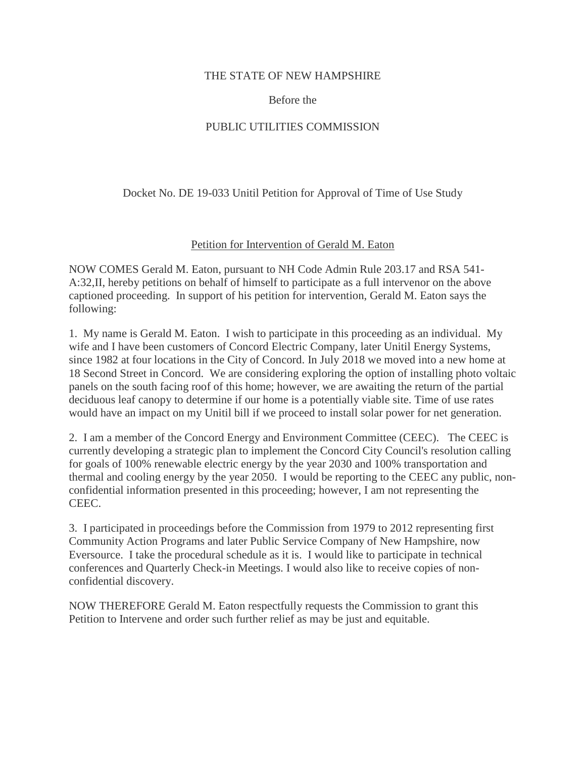THE STATE OF NEW HAMPSHIRE

Before the

PUBLIC UTILITIES COMMISSION

Docket No. DE 19-033 Unitil Petition for Approval of Time of Use Study

Petition for Intervention of Gerald M. Eaton

NOW COMES Gerald M. Eaton, pursuant to NH Code Admin Rule 203.17 and RSA 541-A:32,II, hereby petitions on behalf of himself to participate as a full intervenor on the above captioned proceeding. In support of his petition for intervention, Gerald M. Eaton says the following:

1. My name is Gerald M. Eaton. I wish to participate in this proceeding as an individual. My wife and I have been customers of Concord Electric Company, later Unitil Energy Systems, since 1982 at four locations in the City of Concord. In July 2018 we moved into a new home at 18 Second Street in Concord. We are considering exploring the option of installing photo voltaic panels on the south facing roof of this home; however, we are awaiting the return of the partial deciduous leaf canopy to determine if our home is a potentially viable site. Time of use rates would have an impact on my Unitil bill if we proceed to install solar power for net generation.

2. I am a member of the Concord Energy and Environment Committee (CEEC). The CEEC is currently developing a strategic plan to implement the Concord City Council's resolution calling for goals of 100% renewable electric energy by the year 2030 and 100% transportation and thermal and cooling energy by the year 2050. I would be reporting to the CEEC any public, non-confidential information presented in this proceeding; however, I am not representing the CEEC.

3. I participated in proceedings before the Commission from 1979 to 2012 representing first Community Action Programs and later Public Service Company of New Hampshire, now Eversource. I take the procedural schedule as it is. I would like to participate in technical conferences and Quarterly Check-in Meetings. I would also like to receive copies of non-confidential discovery.

NOW THEREFORE Gerald M. Eaton respectfully requests the Commission to grant this Petition to Intervene and order such further relief as may be just and equitable.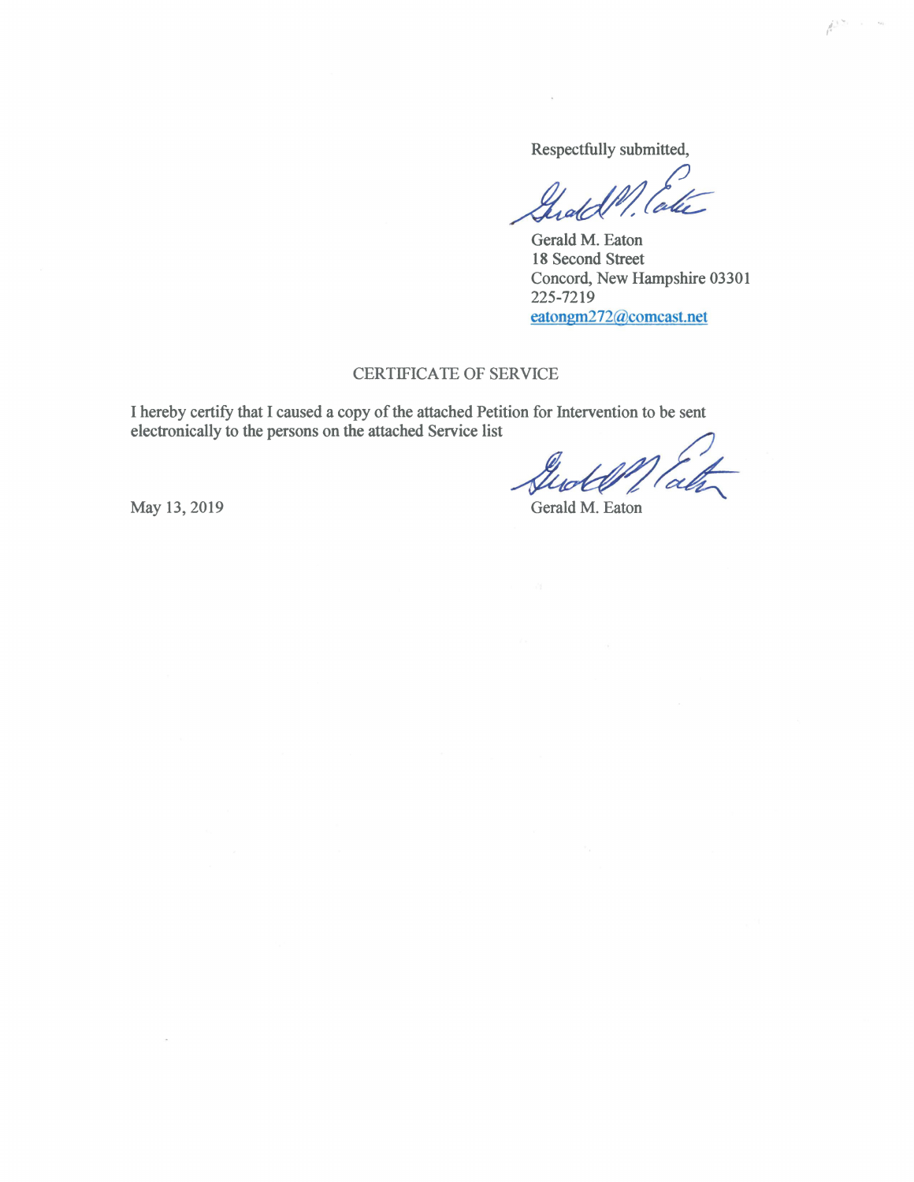Respectfully submitted,

Gerald M. Eaton
18 Second Street
Concord, New Hampshire 03301
225-7219
eatongm272@comcast.net

## CERTIFICATE OF SERVICE

I hereby certify that I caused a copy of the attached Petition for Intervention to be sent electronically to the persons on the attached Service list

May 13, 2019

Gerald M. Eaton